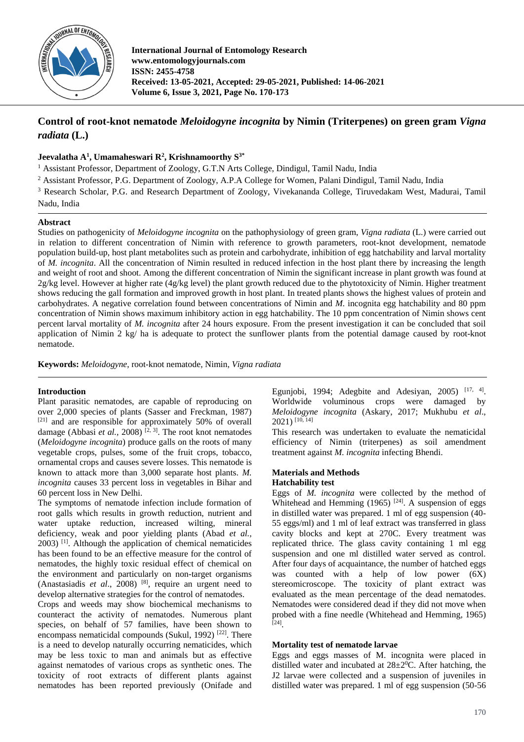**International Journal of Entomology Research**
**www.entomologyjournals.com**
**ISSN: 2455-4758**
**Received: 13-05-2021, Accepted: 29-05-2021, Published: 14-06-2021**
**Volume 6, Issue 3, 2021, Page No. 170-173**

# Control of root-knot nematode *Meloidogyne incognita* by Nimin (Triterpenes) on green gram *Vigna radiata* (L.)

**Jeevalatha A[1], Umamaheswari R[2], Krishnamoorthy S[3*]**

[1] Assistant Professor, Department of Zoology, G.T.N Arts College, Dindigul, Tamil Nadu, India

[2] Assistant Professor, P.G. Department of Zoology, A.P.A College for Women, Palani Dindigul, Tamil Nadu, India

[3] Research Scholar, P.G. and Research Department of Zoology, Vivekananda College, Tiruvedakam West, Madurai, Tamil Nadu, India

## Abstract

Studies on pathogenicity of *Meloidogyne incognita* on the pathophysiology of green gram, *Vigna radiata* (L.) were carried out in relation to different concentration of Nimin with reference to growth parameters, root-knot development, nematode population build-up, host plant metabolites such as protein and carbohydrate, inhibition of egg hatchability and larval mortality of *M. incognita*. All the concentration of Nimin resulted in reduced infection in the host plant there by increasing the length and weight of root and shoot. Among the different concentration of Nimin the significant increase in plant growth was found at 2g/kg level. However at higher rate (4g/kg level) the plant growth reduced due to the phytotoxicity of Nimin. Higher treatment shows reducing the gall formation and improved growth in host plant. In treated plants shows the highest values of protein and carbohydrates. A negative correlation found between concentrations of Nimin and *M.* incognita egg hatchability and 80 ppm concentration of Nimin shows maximum inhibitory action in egg hatchability. The 10 ppm concentration of Nimin shows cent percent larval mortality of *M. incognita* after 24 hours exposure. From the present investigation it can be concluded that soil application of Nimin 2 kg/ ha is adequate to protect the sunflower plants from the potential damage caused by root-knot nematode.

**Keywords:** *Meloidogyne*, root-knot nematode, Nimin, *Vigna radiata*

## Introduction

Plant parasitic nematodes, are capable of reproducing on over 2,000 species of plants (Sasser and Freckman, 1987) [21] and are responsible for approximately 50% of overall damage (Abbasi *et al.,* 2008) [2, 3]. The root knot nematodes (*Meloidogyne incognita*) produce galls on the roots of many vegetable crops, pulses, some of the fruit crops, tobacco, ornamental crops and causes severe losses. This nematode is known to attack more than 3,000 separate host plants. *M. incognita* causes 33 percent loss in vegetables in Bihar and 60 percent loss in New Delhi.

The symptoms of nematode infection include formation of root galls which results in growth reduction, nutrient and water uptake reduction, increased wilting, mineral deficiency, weak and poor yielding plants (Abad *et al.,* 2003) [1]. Although the application of chemical nematicides has been found to be an effective measure for the control of nematodes, the highly toxic residual effect of chemical on the environment and particularly on non-target organisms (Anastasiadis *et al*., 2008) [8], require an urgent need to develop alternative strategies for the control of nematodes.

Crops and weeds may show biochemical mechanisms to counteract the activity of nematodes. Numerous plant species, on behalf of 57 families, have been shown to encompass nematicidal compounds (Sukul, 1992) [22]. There is a need to develop naturally occurring nematicides, which may be less toxic to man and animals but as effective against nematodes of various crops as synthetic ones. The toxicity of root extracts of different plants against nematodes has been reported previously (Onifade and Egunjobi, 1994; Adegbite and Adesiyan, 2005) [17, 4]. Worldwide voluminous crops were damaged by *Meloidogyne incognita* (Askary, 2017; Mukhubu *et al*., 2021) [10, 14]

This research was undertaken to evaluate the nematicidal efficiency of Nimin (triterpenes) as soil amendment treatment against *M. incognita* infecting Bhendi.

## Materials and Methods

### Hatchability test

Eggs of *M. incognita* were collected by the method of Whitehead and Hemming (1965) [24]. A suspension of eggs in distilled water was prepared. 1 ml of egg suspension (40-55 eggs/ml) and 1 ml of leaf extract was transferred in glass cavity blocks and kept at 270C. Every treatment was replicated thrice. The glass cavity containing 1 ml egg suspension and one ml distilled water served as control. After four days of acquaintance, the number of hatched eggs was counted with a help of low power (6X) stereomicroscope. The toxicity of plant extract was evaluated as the mean percentage of the dead nematodes. Nematodes were considered dead if they did not move when probed with a fine needle (Whitehead and Hemming, 1965) [24].

### Mortality test of nematode larvae

Eggs and eggs masses of M. incognita were placed in distilled water and incubated at $28 \pm 2^0$C. After hatching, the J2 larvae were collected and a suspension of juveniles in distilled water was prepared. 1 ml of egg suspension (50-56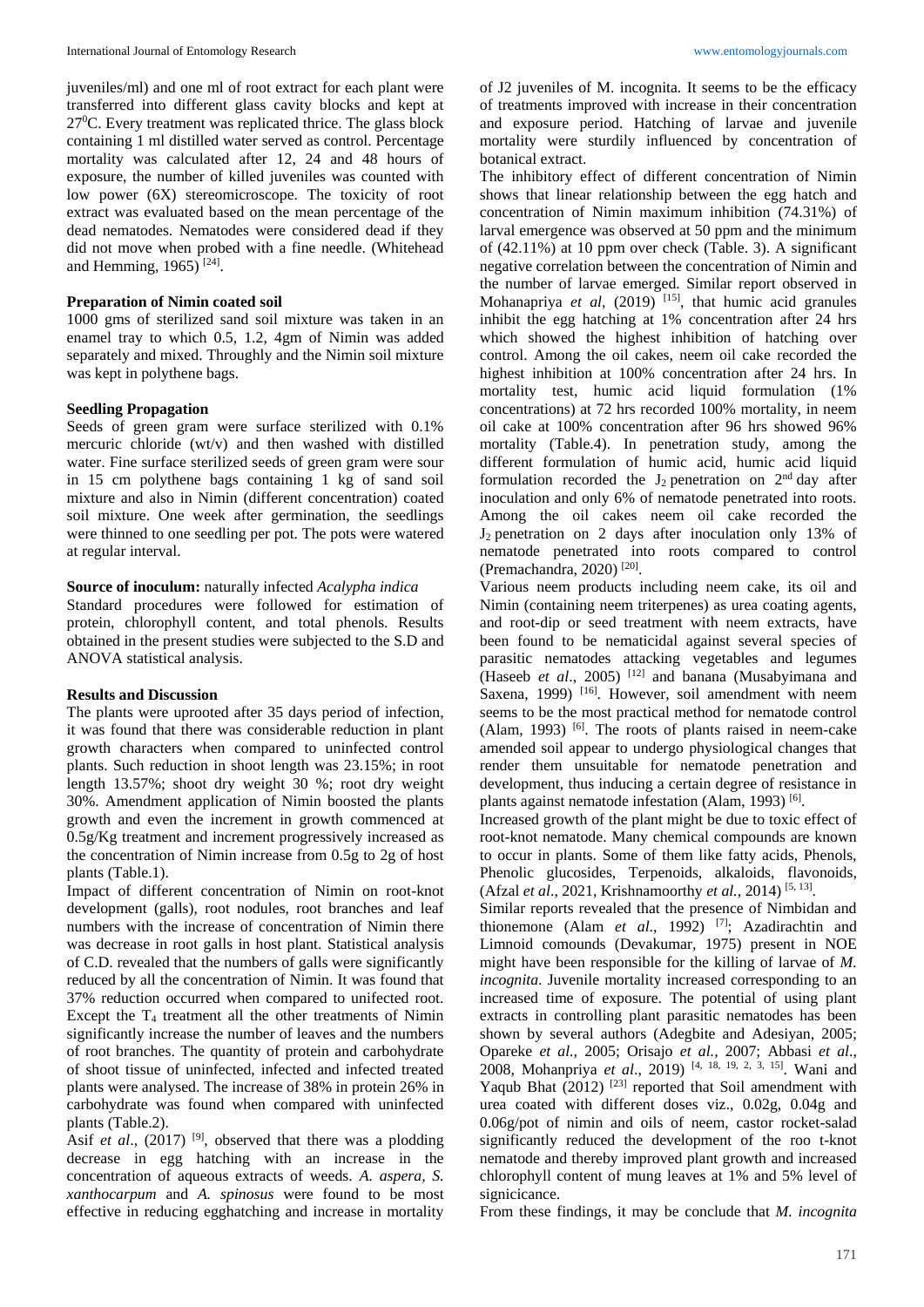juveniles/ml) and one ml of root extract for each plant were transferred into different glass cavity blocks and kept at 27°C. Every treatment was replicated thrice. The glass block containing 1 ml distilled water served as control. Percentage mortality was calculated after 12, 24 and 48 hours of exposure, the number of killed juveniles was counted with low power (6X) stereomicroscope. The toxicity of root extract was evaluated based on the mean percentage of the dead nematodes. Nematodes were considered dead if they did not move when probed with a fine needle. (Whitehead and Hemming, 1965) [24].

**Preparation of Nimin coated soil**

1000 gms of sterilized sand soil mixture was taken in an enamel tray to which 0.5, 1.2, 4gm of Nimin was added separately and mixed. Throughly and the Nimin soil mixture was kept in polythene bags.

**Seedling Propagation**

Seeds of green gram were surface sterilized with 0.1% mercuric chloride (wt/v) and then washed with distilled water. Fine surface sterilized seeds of green gram were sour in 15 cm polythene bags containing 1 kg of sand soil mixture and also in Nimin (different concentration) coated soil mixture. One week after germination, the seedlings were thinned to one seedling per pot. The pots were watered at regular interval.

**Source of inoculum:** naturally infected *Acalypha indica*

Standard procedures were followed for estimation of protein, chlorophyll content, and total phenols. Results obtained in the present studies were subjected to the S.D and ANOVA statistical analysis.

**Results and Discussion**

The plants were uprooted after 35 days period of infection, it was found that there was considerable reduction in plant growth characters when compared to uninfected control plants. Such reduction in shoot length was 23.15%; in root length 13.57%; shoot dry weight 30 %; root dry weight 30%. Amendment application of Nimin boosted the plants growth and even the increment in growth commenced at 0.5g/Kg treatment and increment progressively increased as the concentration of Nimin increase from 0.5g to 2g of host plants (Table.1).

Impact of different concentration of Nimin on root-knot development (galls), root nodules, root branches and leaf numbers with the increase of concentration of Nimin there was decrease in root galls in host plant. Statistical analysis of C.D. revealed that the numbers of galls were significantly reduced by all the concentration of Nimin. It was found that 37% reduction occurred when compared to unifected root. Except the $T_4$ treatment all the other treatments of Nimin significantly increase the number of leaves and the numbers of root branches. The quantity of protein and carbohydrate of shoot tissue of uninfected, infected and infected treated plants were analysed. The increase of 38% in protein 26% in carbohydrate was found when compared with uninfected plants (Table.2).

Asif *et al*., (2017) [9], observed that there was a plodding decrease in egg hatching with an increase in the concentration of aqueous extracts of weeds. *A. aspera, S. xanthocarpum* and *A. spinosus* were found to be most effective in reducing egghatching and increase in mortality of J2 juveniles of M. incognita. It seems to be the efficacy of treatments improved with increase in their concentration and exposure period. Hatching of larvae and juvenile mortality were sturdily influenced by concentration of botanical extract.

The inhibitory effect of different concentration of Nimin shows that linear relationship between the egg hatch and concentration of Nimin maximum inhibition (74.31%) of larval emergence was observed at 50 ppm and the minimum of (42.11%) at 10 ppm over check (Table. 3). A significant negative correlation between the concentration of Nimin and the number of larvae emerged. Similar report observed in Mohanapriya *et al*, (2019) [15], that humic acid granules inhibit the egg hatching at 1% concentration after 24 hrs which showed the highest inhibition of hatching over control. Among the oil cakes, neem oil cake recorded the highest inhibition at 100% concentration after 24 hrs. In mortality test, humic acid liquid formulation (1% concentrations) at 72 hrs recorded 100% mortality, in neem oil cake at 100% concentration after 96 hrs showed 96% mortality (Table.4). In penetration study, among the different formulation of humic acid, humic acid liquid formulation recorded the $J_2$ penetration on 2nd day after inoculation and only 6% of nematode penetrated into roots. Among the oil cakes neem oil cake recorded the $J_2$ penetration on 2 days after inoculation only 13% of nematode penetrated into roots compared to control (Premachandra, 2020) [20].

Various neem products including neem cake, its oil and Nimin (containing neem triterpenes) as urea coating agents, and root-dip or seed treatment with neem extracts, have been found to be nematicidal against several species of parasitic nematodes attacking vegetables and legumes (Haseeb *et al*., 2005) [12] and banana (Musabyimana and Saxena, 1999) [16]. However, soil amendment with neem seems to be the most practical method for nematode control (Alam, 1993) [6]. The roots of plants raised in neem-cake amended soil appear to undergo physiological changes that render them unsuitable for nematode penetration and development, thus inducing a certain degree of resistance in plants against nematode infestation (Alam, 1993) [6].

Increased growth of the plant might be due to toxic effect of root-knot nematode. Many chemical compounds are known to occur in plants. Some of them like fatty acids, Phenols, Phenolic glucosides, Terpenoids, alkaloids, flavonoids, (Afzal *et al*., 2021, Krishnamoorthy *et al.,* 2014) [5, 13].

Similar reports revealed that the presence of Nimbidan and thionemone (Alam *et al*., 1992) [7]; Azadirachtin and Limnoid comounds (Devakumar, 1975) present in NOE might have been responsible for the killing of larvae of *M. incognita*. Juvenile mortality increased corresponding to an increased time of exposure. The potential of using plant extracts in controlling plant parasitic nematodes has been shown by several authors (Adegbite and Adesiyan, 2005; Opareke *et al.,* 2005; Orisajo *et al.,* 2007; Abbasi *et al*., 2008, Mohanpriya *et al*., 2019) [4, 18, 19, 2, 3, 15]. Wani and Yaqub Bhat (2012) [23] reported that Soil amendment with urea coated with different doses viz., 0.02g, 0.04g and 0.06g/pot of nimin and oils of neem, castor rocket-salad significantly reduced the development of the roo t-knot nematode and thereby improved plant growth and increased chlorophyll content of mung leaves at 1% and 5% level of signicicance.

From these findings, it may be conclude that *M. incognita*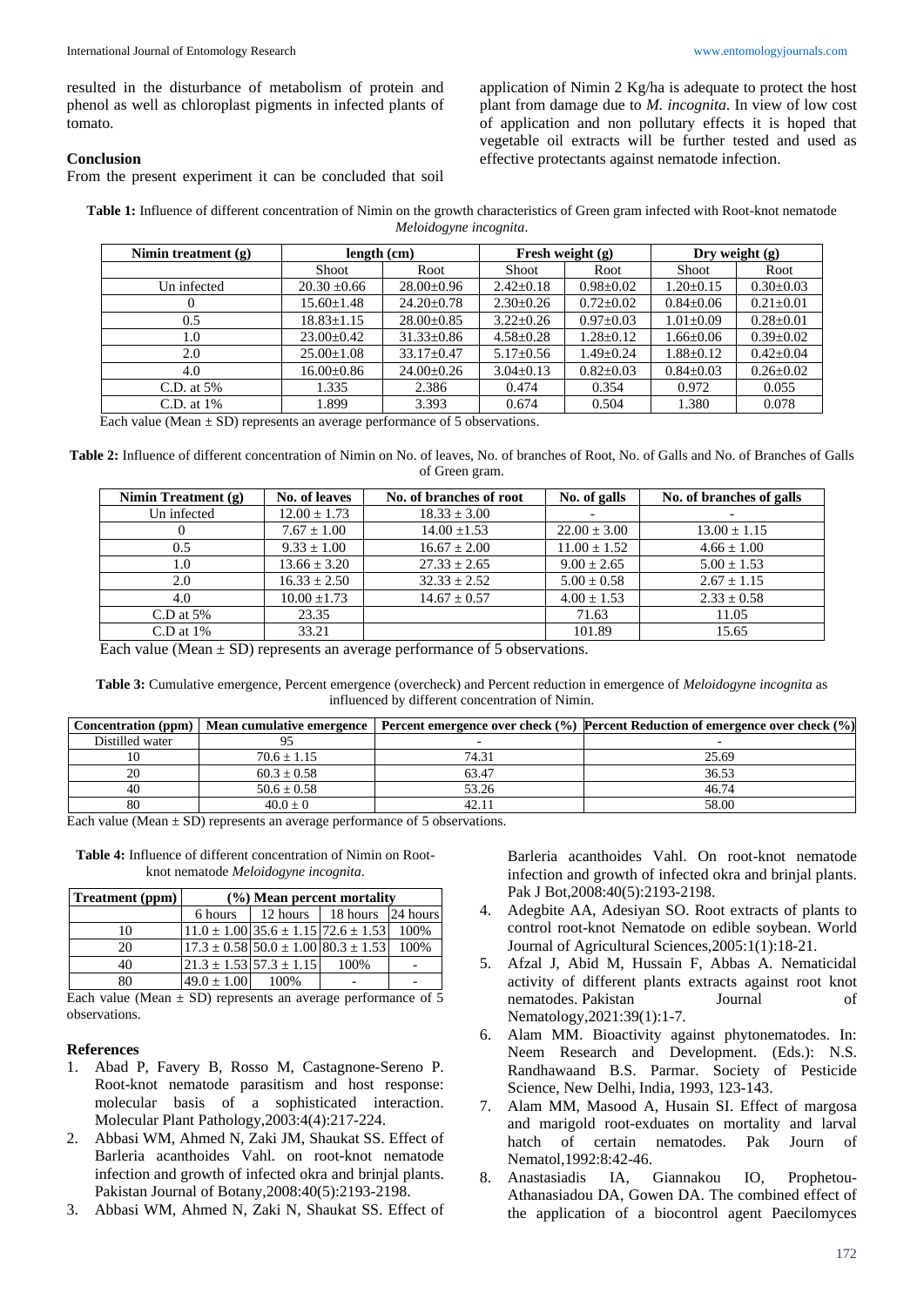resulted in the disturbance of metabolism of protein and phenol as well as chloroplast pigments in infected plants of tomato.

## Conclusion

From the present experiment it can be concluded that soil application of Nimin 2 Kg/ha is adequate to protect the host plant from damage due to *M. incognita*. In view of low cost of application and non pollutary effects it is hoped that vegetable oil extracts will be further tested and used as effective protectants against nematode infection.

**Table 1:** Influence of different concentration of Nimin on the growth characteristics of Green gram infected with Root-knot nematode *Meloidogyne incognita*.

| Nimin treatment (g) | length (cm) | | Fresh weight (g) | | Dry weight (g) | |
|---|---|---|---|---|---|---|
| | Shoot | Root | Shoot | Root | Shoot | Root |
| Un infected | 20.30 ±0.66 | 28.00±0.96 | 2.42±0.18 | 0.98±0.02 | 1.20±0.15 | 0.30±0.03 |
| 0 | 15.60±1.48 | 24.20±0.78 | 2.30±0.26 | 0.72±0.02 | 0.84±0.06 | 0.21±0.01 |
| 0.5 | 18.83±1.15 | 28.00±0.85 | 3.22±0.26 | 0.97±0.03 | 1.01±0.09 | 0.28±0.01 |
| 1.0 | 23.00±0.42 | 31.33±0.86 | 4.58±0.28 | 1.28±0.12 | 1.66±0.06 | 0.39±0.02 |
| 2.0 | 25.00±1.08 | 33.17±0.47 | 5.17±0.56 | 1.49±0.24 | 1.88±0.12 | 0.42±0.04 |
| 4.0 | 16.00±0.86 | 24.00±0.26 | 3.04±0.13 | 0.82±0.03 | 0.84±0.03 | 0.26±0.02 |
| C.D. at 5% | 1.335 | 2.386 | 0.474 | 0.354 | 0.972 | 0.055 |
| C.D. at 1% | 1.899 | 3.393 | 0.674 | 0.504 | 1.380 | 0.078 |

Each value (Mean ± SD) represents an average performance of 5 observations.

**Table 2:** Influence of different concentration of Nimin on No. of leaves, No. of branches of Root, No. of Galls and No. of Branches of Galls of Green gram.

| Nimin Treatment (g) | No. of leaves | No. of branches of root | No. of galls | No. of branches of galls |
|---|---|---|---|---|
| Un infected | 12.00 ± 1.73 | 18.33 ± 3.00 | - | - |
| 0 | 7.67 ± 1.00 | 14.00 ±1.53 | 22.00 ± 3.00 | 13.00 ± 1.15 |
| 0.5 | 9.33 ± 1.00 | 16.67 ± 2.00 | 11.00 ± 1.52 | 4.66 ± 1.00 |
| 1.0 | 13.66 ± 3.20 | 27.33 ± 2.65 | 9.00 ± 2.65 | 5.00 ± 1.53 |
| 2.0 | 16.33 ± 2.50 | 32.33 ± 2.52 | 5.00 ± 0.58 | 2.67 ± 1.15 |
| 4.0 | 10.00 ±1.73 | 14.67 ± 0.57 | 4.00 ± 1.53 | 2.33 ± 0.58 |
| C.D at 5% | 23.35 | | 71.63 | 11.05 |
| C.D at 1% | 33.21 | | 101.89 | 15.65 |

Each value (Mean ± SD) represents an average performance of 5 observations.

**Table 3:** Cumulative emergence, Percent emergence (overcheck) and Percent reduction in emergence of *Meloidogyne incognita* as influenced by different concentration of Nimin.

| Concentration (ppm) | Mean cumulative emergence | Percent emergence over check (%) | Percent Reduction of emergence over check (%) |
|---|---|---|---|
| Distilled water | 95 | - | - |
| 10 | 70.6 ± 1.15 | 74.31 | 25.69 |
| 20 | 60.3 ± 0.58 | 63.47 | 36.53 |
| 40 | 50.6 ± 0.58 | 53.26 | 46.74 |
| 80 | 40.0 ± 0 | 42.11 | 58.00 |

Each value (Mean ± SD) represents an average performance of 5 observations.

**Table 4:** Influence of different concentration of Nimin on Root-knot nematode *Meloidogyne incognita*.

| Treatment (ppm) | (%) Mean percent mortality | | | |
|---|---|---|---|---|
| | 6 hours | 12 hours | 18 hours | 24 hours |
| 10 | 11.0 ± 1.00 | 35.6 ± 1.15 | 72.6 ± 1.53 | 100% |
| 20 | 17.3 ± 0.58 | 50.0 ± 1.00 | 80.3 ± 1.53 | 100% |
| 40 | 21.3 ± 1.53 | 57.3 ± 1.15 | 100% | - |
| 80 | 49.0 ± 1.00 | 100% | - | - |

Each value (Mean ± SD) represents an average performance of 5 observations.

## References

1. Abad P, Favery B, Rosso M, Castagnone-Sereno P. Root-knot nematode parasitism and host response: molecular basis of a sophisticated interaction. Molecular Plant Pathology,2003:4(4):217-224.
2. Abbasi WM, Ahmed N, Zaki JM, Shaukat SS. Effect of Barleria acanthoides Vahl. on root-knot nematode infection and growth of infected okra and brinjal plants. Pakistan Journal of Botany,2008:40(5):2193-2198.
3. Abbasi WM, Ahmed N, Zaki N, Shaukat SS. Effect of Barleria acanthoides Vahl. On root-knot nematode infection and growth of infected okra and brinjal plants. Pak J Bot,2008:40(5):2193-2198.
4. Adegbite AA, Adesiyan SO. Root extracts of plants to control root-knot Nematode on edible soybean. World Journal of Agricultural Sciences,2005:1(1):18-21.
5. Afzal J, Abid M, Hussain F, Abbas A. Nematicidal activity of different plants extracts against root knot nematodes. Pakistan Journal of Nematology,2021:39(1):1-7.
6. Alam MM. Bioactivity against phytonematodes. In: Neem Research and Development. (Eds.): N.S. Randhawaand B.S. Parmar. Society of Pesticide Science, New Delhi, India, 1993, 123-143.
7. Alam MM, Masood A, Husain SI. Effect of margosa and marigold root-exduates on mortality and larval hatch of certain nematodes. Pak Journ of Nematol,1992:8:42-46.
8. Anastasiadis IA, Giannakou IO, Prophetou-Athanasiadou DA, Gowen DA. The combined effect of the application of a biocontrol agent Paecilomyces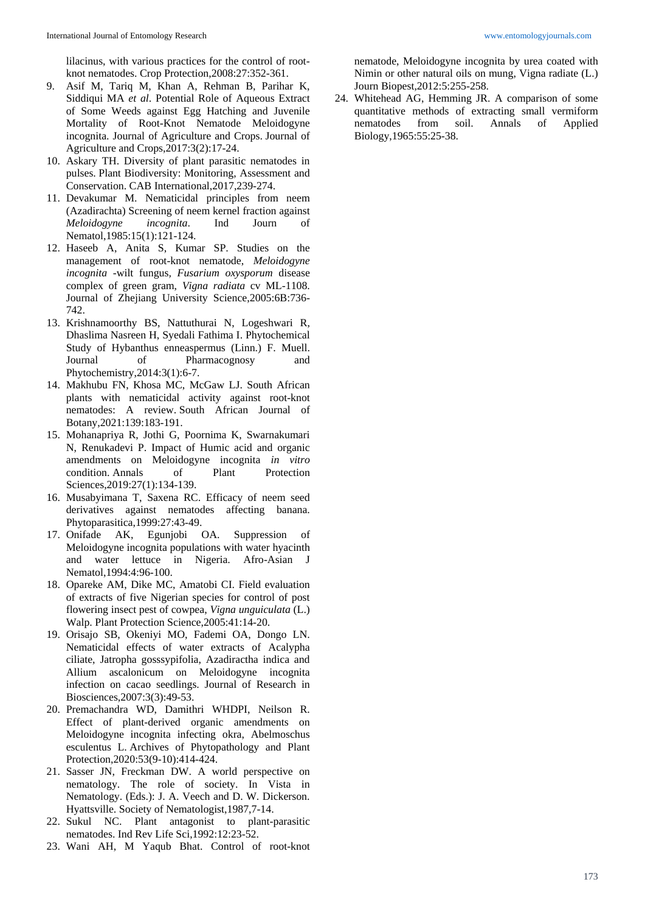lilacinus, with various practices for the control of root-knot nematodes. Crop Protection,2008:27:352-361.

9. Asif M, Tariq M, Khan A, Rehman B, Parihar K, Siddiqui MA *et al*. Potential Role of Aqueous Extract of Some Weeds against Egg Hatching and Juvenile Mortality of Root-Knot Nematode Meloidogyne incognita. Journal of Agriculture and Crops. Journal of Agriculture and Crops,2017:3(2):17-24.
10. Askary TH. Diversity of plant parasitic nematodes in pulses. Plant Biodiversity: Monitoring, Assessment and Conservation. CAB International,2017,239-274.
11. Devakumar M. Nematicidal principles from neem (Azadirachta) Screening of neem kernel fraction against *Meloidogyne incognita*. Ind Journ of Nematol,1985:15(1):121-124.
12. Haseeb A, Anita S, Kumar SP. Studies on the management of root-knot nematode, *Meloidogyne incognita* -wilt fungus, *Fusarium oxysporum* disease complex of green gram, *Vigna radiata* cv ML-1108. Journal of Zhejiang University Science,2005:6B:736-742.
13. Krishnamoorthy BS, Nattuthurai N, Logeshwari R, Dhaslima Nasreen H, Syedali Fathima I. Phytochemical Study of Hybanthus enneaspermus (Linn.) F. Muell. Journal of Pharmacognosy and Phytochemistry,2014:3(1):6-7.
14. Makhubu FN, Khosa MC, McGaw LJ. South African plants with nematicidal activity against root-knot nematodes: A review. South African Journal of Botany,2021:139:183-191.
15. Mohanapriya R, Jothi G, Poornima K, Swarnakumari N, Renukadevi P. Impact of Humic acid and organic amendments on Meloidogyne incognita *in vitro* condition. Annals of Plant Protection Sciences,2019:27(1):134-139.
16. Musabyimana T, Saxena RC. Efficacy of neem seed derivatives against nematodes affecting banana. Phytoparasitica,1999:27:43-49.
17. Onifade AK, Egunjobi OA. Suppression of Meloidogyne incognita populations with water hyacinth and water lettuce in Nigeria. Afro-Asian J Nematol,1994:4:96-100.
18. Opareke AM, Dike MC, Amatobi CI. Field evaluation of extracts of five Nigerian species for control of post flowering insect pest of cowpea, *Vigna unguiculata* (L.) Walp. Plant Protection Science,2005:41:14-20.
19. Orisajo SB, Okeniyi MO, Fademi OA, Dongo LN. Nematicidal effects of water extracts of Acalypha ciliate, Jatropha gosssypifolia, Azadiractha indica and Allium ascalonicum on Meloidogyne incognita infection on cacao seedlings. Journal of Research in Biosciences,2007:3(3):49-53.
20. Premachandra WD, Damithri WHDPI, Neilson R. Effect of plant-derived organic amendments on Meloidogyne incognita infecting okra, Abelmoschus esculentus L. Archives of Phytopathology and Plant Protection,2020:53(9-10):414-424.
21. Sasser JN, Freckman DW. A world perspective on nematology. The role of society. In Vista in Nematology. (Eds.): J. A. Veech and D. W. Dickerson. Hyattsville. Society of Nematologist,1987,7-14.
22. Sukul NC. Plant antagonist to plant-parasitic nematodes. Ind Rev Life Sci,1992:12:23-52.
23. Wani AH, M Yaqub Bhat. Control of root-knot nematode, Meloidogyne incognita by urea coated with Nimin or other natural oils on mung, Vigna radiate (L.) Journ Biopest,2012:5:255-258.
24. Whitehead AG, Hemming JR. A comparison of some quantitative methods of extracting small vermiform nematodes from soil. Annals of Applied Biology,1965:55:25-38.